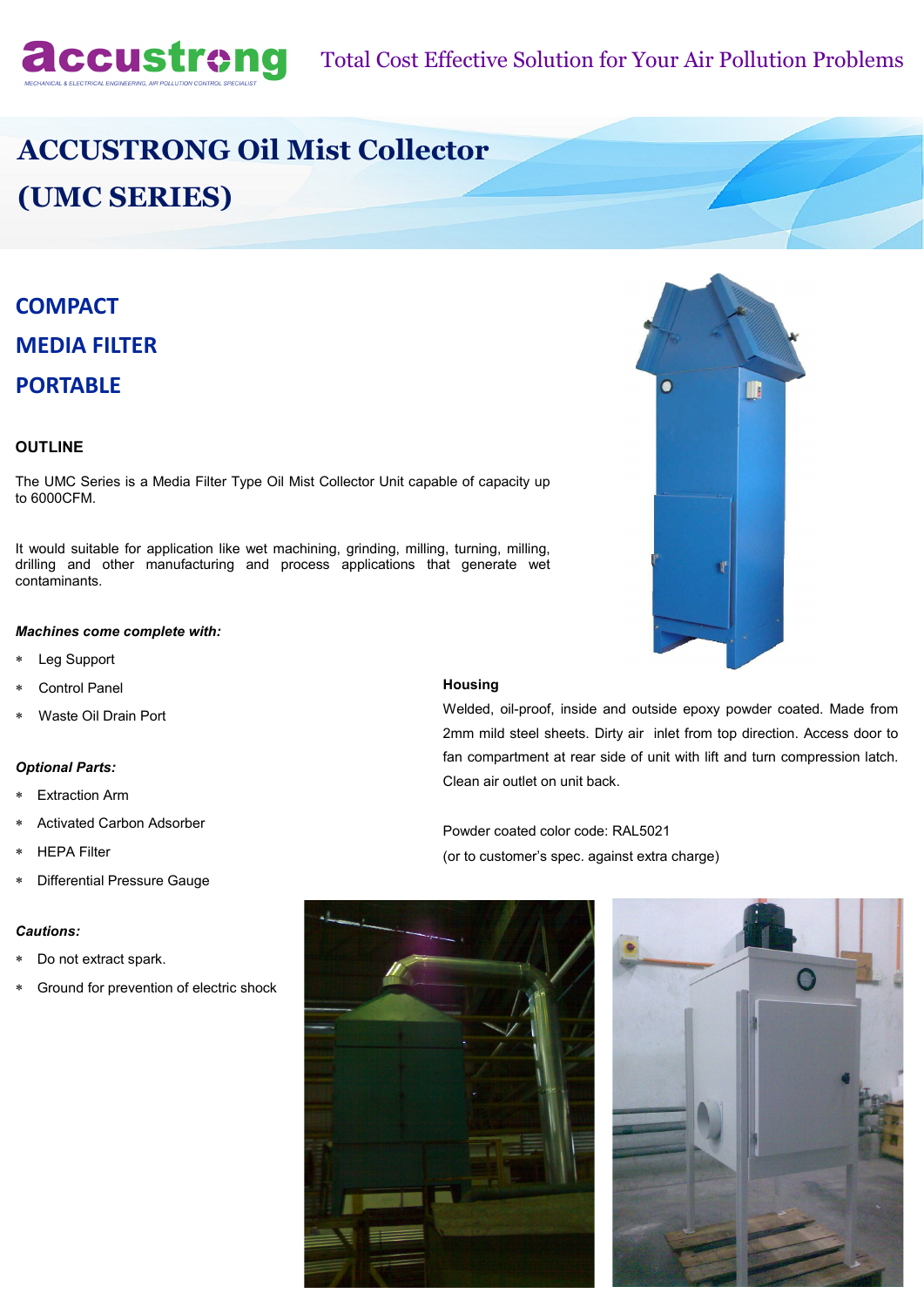accustrong

MECHANICAL & ELECTRICAL ENGINEERING, AIR POLLUTION CONTROL SPECIALIST

Total Cost Effective Solution for Your Air Pollution Problems

# ACCUSTRONG Oil Mist Collector (UMC SERIES)

## COMPACT
## MEDIA FILTER
## PORTABLE

### OUTLINE

The UMC Series is a Media Filter Type Oil Mist Collector Unit capable of capacity up to 6000CFM.

It would suitable for application like wet machining, grinding, milling, turning, milling, drilling and other manufacturing and process applications that generate wet contaminants.

***Machines come complete with:***

* Leg Support
* Control Panel
* Waste Oil Drain Port

***Optional Parts:***

* Extraction Arm
* Activated Carbon Adsorber
* HEPA Filter
* Differential Pressure Gauge

***Cautions:***

* Do not extract spark.
* Ground for prevention of electric shock

**Housing**

Welded, oil-proof, inside and outside epoxy powder coated. Made from 2mm mild steel sheets. Dirty air inlet from top direction. Access door to fan compartment at rear side of unit with lift and turn compression latch. Clean air outlet on unit back.

Powder coated color code: RAL5021
(or to customer's spec. against extra charge)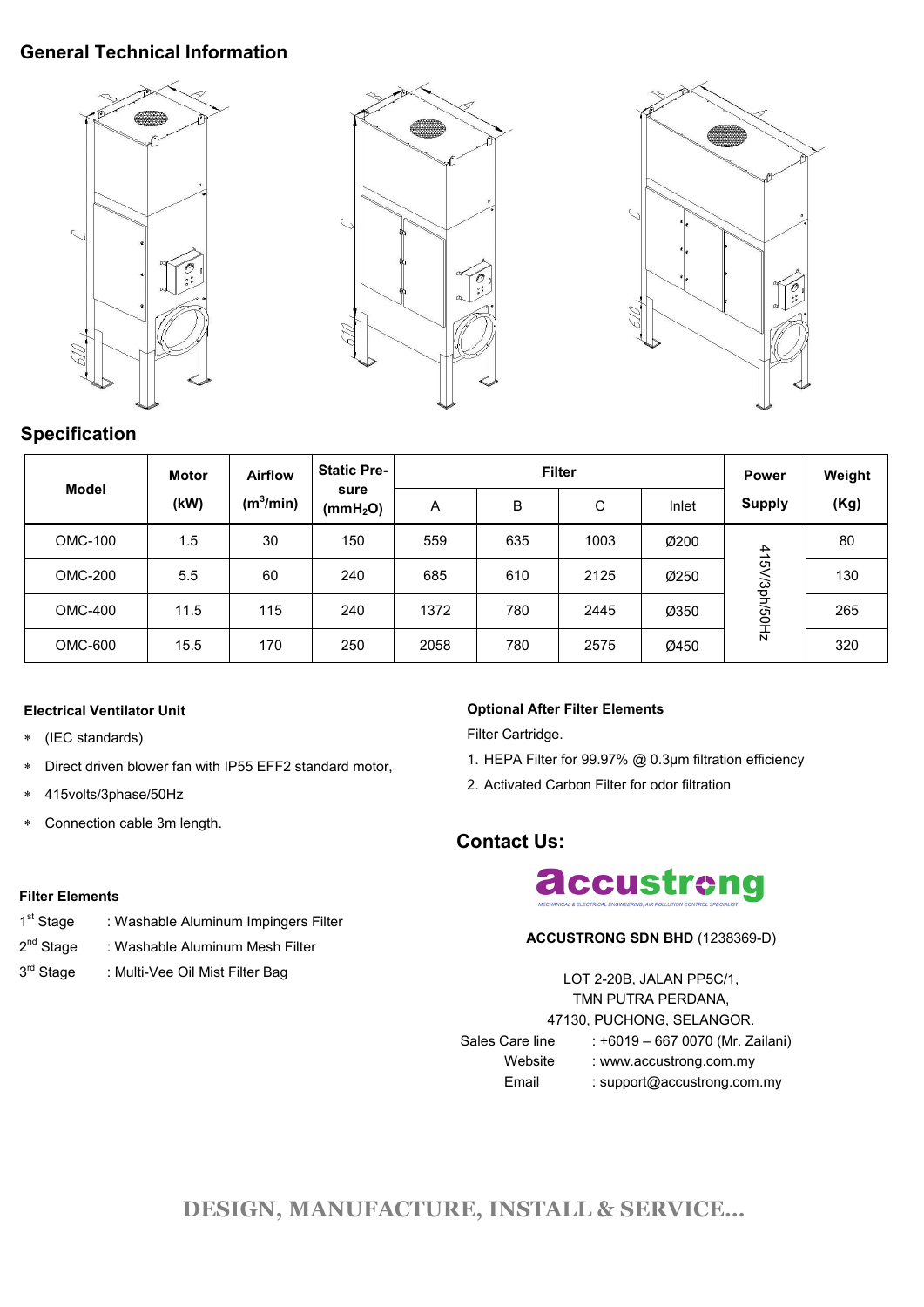## General Technical Information

## Specification

| Model | Motor (kW) | Airflow ($m^3$/min) | Static Pressure ($mmH_2O$) | Filter | | | | Power Supply | Weight (Kg) |
|---|---|---|---|---|---|---|---|---|---|
| | | | | A | B | C | Inlet | | |
| OMC-100 | 1.5 | 30 | 150 | 559 | 635 | 1003 | Ø200 | 415V/3ph/50Hz | 80 |
| OMC-200 | 5.5 | 60 | 240 | 685 | 610 | 2125 | Ø250 | | 130 |
| OMC-400 | 11.5 | 115 | 240 | 1372 | 780 | 2445 | Ø350 | | 265 |
| OMC-600 | 15.5 | 170 | 250 | 2058 | 780 | 2575 | Ø450 | | 320 |

**Electrical Ventilator Unit**

- (IEC standards)
- Direct driven blower fan with IP55 EFF2 standard motor,
- 415volts/3phase/50Hz
- Connection cable 3m length.

**Filter Elements**

1st Stage : Washable Aluminum Impingers Filter
2nd Stage : Washable Aluminum Mesh Filter
3rd Stage : Multi-Vee Oil Mist Filter Bag

**Optional After Filter Elements**

Filter Cartridge.

1. HEPA Filter for 99.97% @ 0.3µm filtration efficiency
2. Activated Carbon Filter for odor filtration

## Contact Us:

accustrong
MECHANICAL & ELECTRICAL ENGINEERING, AIR POLLUTION CONTROL SPECIALIST

**ACCUSTRONG SDN BHD** (1238369-D)

LOT 2-20B, JALAN PP5C/1,
TMN PUTRA PERDANA,
47130, PUCHONG, SELANGOR.

Sales Care line : +6019 – 667 0070 (Mr. Zailani)
Website : www.accustrong.com.my
Email : support@accustrong.com.my

**DESIGN, MANUFACTURE, INSTALL & SERVICE...**